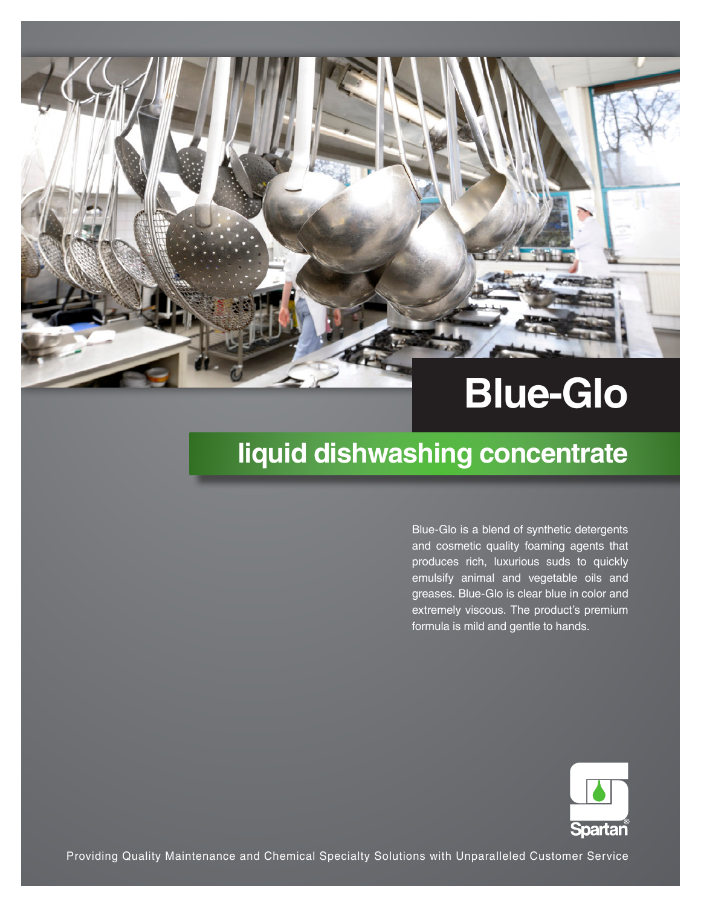# Blue-Glo

## liquid dishwashing concentrate

Blue-Glo is a blend of synthetic detergents and cosmetic quality foaming agents that produces rich, luxurious suds to quickly emulsify animal and vegetable oils and greases. Blue-Glo is clear blue in color and extremely viscous. The product's premium formula is mild and gentle to hands.

Spartan®

Providing Quality Maintenance and Chemical Specialty Solutions with Unparalleled Customer Service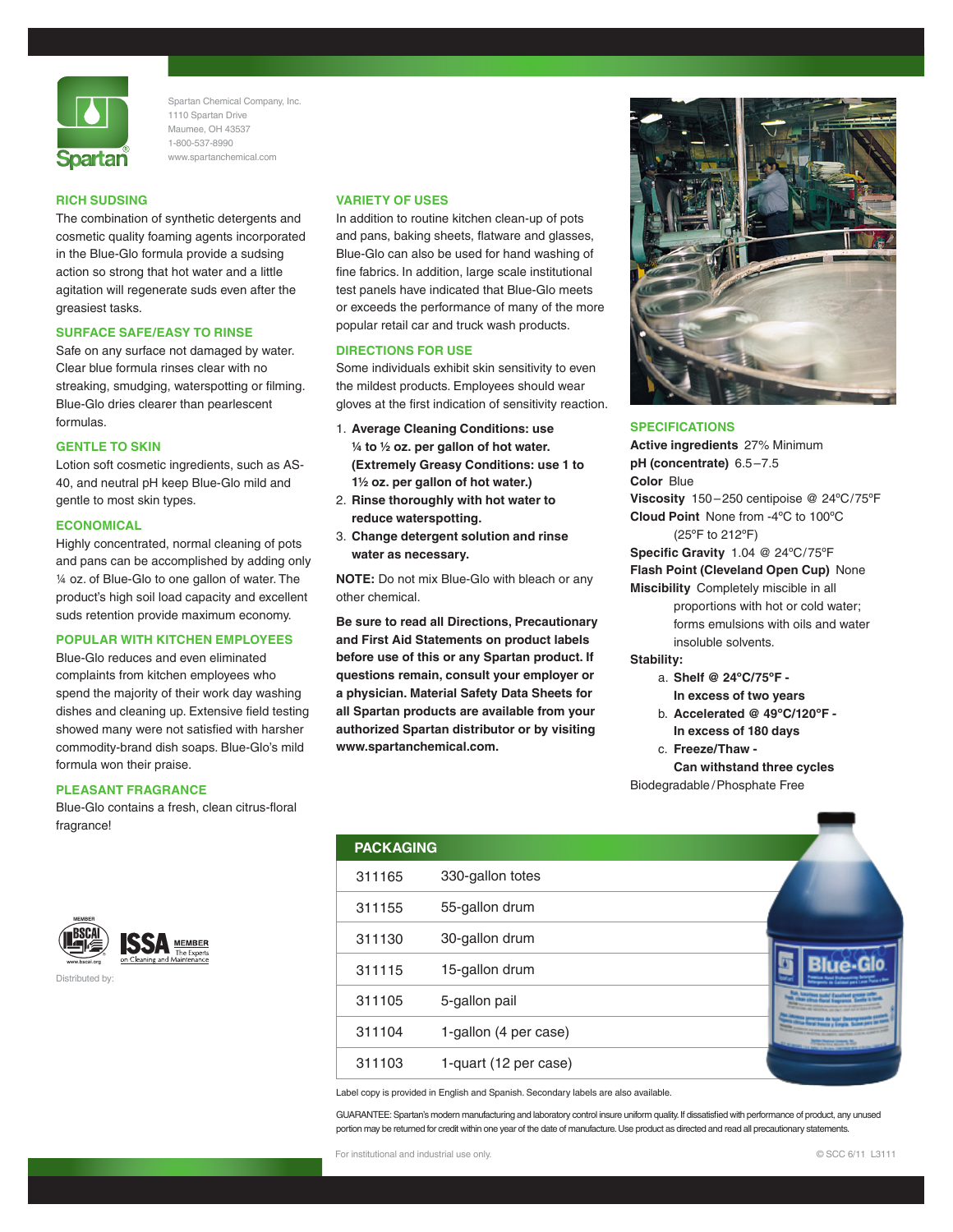Spartan Chemical Company, Inc.
1110 Spartan Drive
Maumee, OH 43537
1-800-537-8990
www.spartanchemical.com

### RICH SUDSING

The combination of synthetic detergents and cosmetic quality foaming agents incorporated in the Blue-Glo formula provide a sudsing action so strong that hot water and a little agitation will regenerate suds even after the greasiest tasks.

### SURFACE SAFE/EASY TO RINSE

Safe on any surface not damaged by water. Clear blue formula rinses clear with no streaking, smudging, waterspotting or filming. Blue-Glo dries clearer than pearlescent formulas.

### GENTLE TO SKIN

Lotion soft cosmetic ingredients, such as AS-40, and neutral pH keep Blue-Glo mild and gentle to most skin types.

### ECONOMICAL

Highly concentrated, normal cleaning of pots and pans can be accomplished by adding only ¼ oz. of Blue-Glo to one gallon of water. The product's high soil load capacity and excellent suds retention provide maximum economy.

### POPULAR WITH KITCHEN EMPLOYEES

Blue-Glo reduces and even eliminated complaints from kitchen employees who spend the majority of their work day washing dishes and cleaning up. Extensive field testing showed many were not satisfied with harsher commodity-brand dish soaps. Blue-Glo's mild formula won their praise.

### PLEASANT FRAGRANCE

Blue-Glo contains a fresh, clean citrus-floral fragrance!

### VARIETY OF USES

In addition to routine kitchen clean-up of pots and pans, baking sheets, flatware and glasses, Blue-Glo can also be used for hand washing of fine fabrics. In addition, large scale institutional test panels have indicated that Blue-Glo meets or exceeds the performance of many of the more popular retail car and truck wash products.

### DIRECTIONS FOR USE

Some individuals exhibit skin sensitivity to even the mildest products. Employees should wear gloves at the first indication of sensitivity reaction.

1. **Average Cleaning Conditions: use ¼ to ½ oz. per gallon of hot water. (Extremely Greasy Conditions: use 1 to 1½ oz. per gallon of hot water.)**
2. **Rinse thoroughly with hot water to reduce waterspotting.**
3. **Change detergent solution and rinse water as necessary.**

**NOTE:** Do not mix Blue-Glo with bleach or any other chemical.

**Be sure to read all Directions, Precautionary and First Aid Statements on product labels before use of this or any Spartan product. If questions remain, consult your employer or a physician. Material Safety Data Sheets for all Spartan products are available from your authorized Spartan distributor or by visiting www.spartanchemical.com.**

### SPECIFICATIONS

**Active ingredients** 27% Minimum
**pH (concentrate)** 6.5 – 7.5
**Color** Blue
**Viscosity** 150 – 250 centipoise @ 24ºC/75ºF
**Cloud Point** None from -4ºC to 100ºC (25ºF to 212ºF)
**Specific Gravity** 1.04 @ 24ºC/75ºF
**Flash Point (Cleveland Open Cup)** None
**Miscibility** Completely miscible in all proportions with hot or cold water; forms emulsions with oils and water insoluble solvents.
**Stability:**

a. **Shelf @ 24ºC/75ºF - In excess of two years**
b. **Accelerated @ 49ºC/120ºF - In excess of 180 days**
c. **Freeze/Thaw - Can withstand three cycles**

Biodegradable / Phosphate Free

### PACKAGING

| | |
|---|---|
| 311165 | 330-gallon totes |
| 311155 | 55-gallon drum |
| 311130 | 30-gallon drum |
| 311115 | 15-gallon drum |
| 311105 | 5-gallon pail |
| 311104 | 1-gallon (4 per case) |
| 311103 | 1-quart (12 per case) |

Label copy is provided in English and Spanish. Secondary labels are also available.

GUARANTEE: Spartan's modern manufacturing and laboratory control insure uniform quality. If dissatisfied with performance of product, any unused portion may be returned for credit within one year of the date of manufacture. Use product as directed and read all precautionary statements.

Distributed by:

For institutional and industrial use only.

© SCC 6/11 L3111